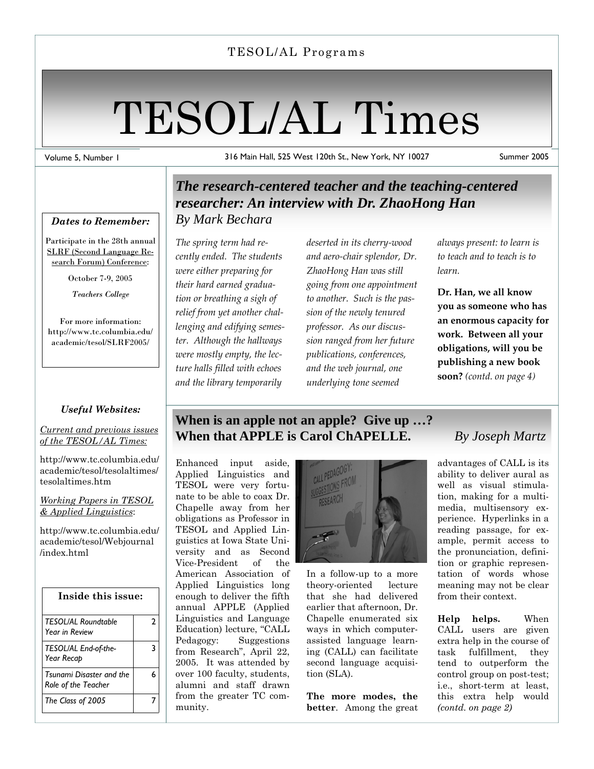TESOL/AL Programs

# TESOL/AL Times

Volume 5, Number 1 — 316 Main Hall, 525 West 120th St., New York, NY 10027 — Summer 2005

***Dates to Remember:***

Participate in the 28th annual SLRF (Second Language Research Forum) Conference:

October 7-9, 2005

*Teachers College*

For more information: http://www.tc.columbia.edu/academic/tesol/SLRF2005/

***Useful Websites:***

*Current and previous issues of the TESOL/AL Times:*

http://www.tc.columbia.edu/academic/tesol/tesolaltimes/tesolaltimes.htm

*Working Papers in TESOL & Applied Linguistics*:

http://www.tc.columbia.edu/academic/tesol/Webjournal/index.html

| Inside this issue: | |
|---|---|
| *TESOL/AL Roundtable Year in Review* | 2 |
| *TESOL/AL End-of-the-Year Recap* | 3 |
| *Tsunami Disaster and the Role of the Teacher* | 6 |
| *The Class of 2005* | 7 |

## *The research-centered teacher and the teaching-centered researcher: An interview with Dr. ZhaoHong Han*

*By Mark Bechara*

*The spring term had recently ended. The students were either preparing for their hard earned graduation or breathing a sigh of relief from yet another challenging and edifying semester. Although the hallways were mostly empty, the lecture halls filled with echoes and the library temporarily deserted in its cherry-wood and aero-chair splendor, Dr. ZhaoHong Han was still going from one appointment to another. Such is the passion of the newly tenured professor. As our discussion ranged from her future publications, conferences, and the web journal, one underlying tone seemed always present: to learn is to teach and to teach is to learn.*

**Dr. Han, we all know you as someone who has an enormous capacity for work. Between all your obligations, will you be publishing a new book soon?** *(contd. on page 4)*

## When is an apple not an apple? Give up …? When that APPLE is Carol ChAPELLE.

*By Joseph Martz*

Enhanced input aside, Applied Linguistics and TESOL were very fortunate to be able to coax Dr. Chapelle away from her obligations as Professor in TESOL and Applied Linguistics at Iowa State University and as Second Vice-President of the American Association of Applied Linguistics long enough to deliver the fifth annual APPLE (Applied Linguistics and Language Education) lecture, "CALL Pedagogy: Suggestions from Research", April 22, 2005. It was attended by over 100 faculty, students, alumni and staff drawn from the greater TC community.

In a follow-up to a more theory-oriented lecture that she had delivered earlier that afternoon, Dr. Chapelle enumerated six ways in which computer-assisted language learning (CALL) can facilitate second language acquisition (SLA).

**The more modes, the better**. Among the great advantages of CALL is its ability to deliver aural as well as visual stimulation, making for a multimedia, multisensory experience. Hyperlinks in a reading passage, for example, permit access to the pronunciation, definition or graphic representation of words whose meaning may not be clear from their context.

**Help helps.** When CALL users are given extra help in the course of task fulfillment, they tend to outperform the control group on post-test; i.e., short-term at least, this extra help would *(contd. on page 2)*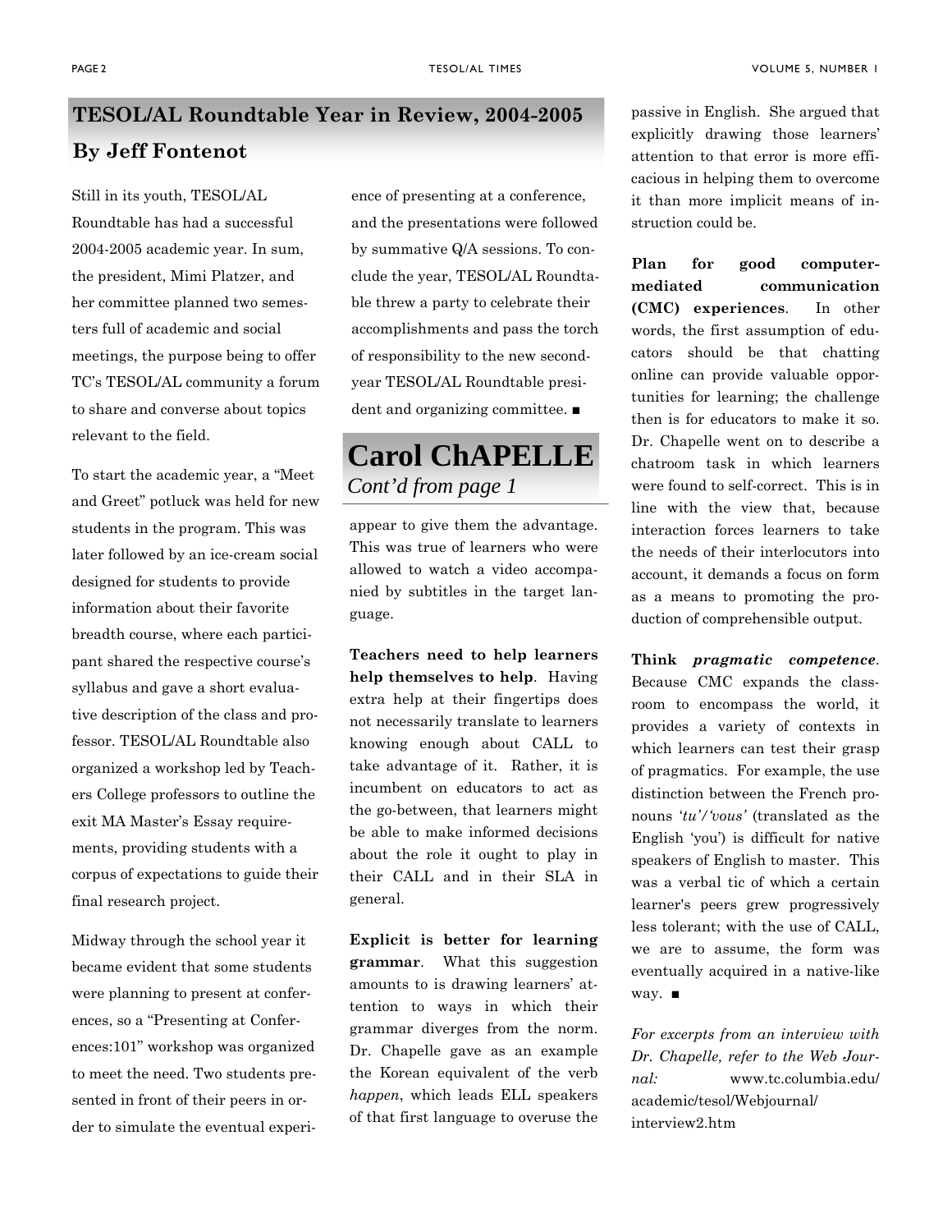## TESOL/AL Roundtable Year in Review, 2004-2005

### By Jeff Fontenot

Still in its youth, TESOL/AL Roundtable has had a successful 2004-2005 academic year. In sum, the president, Mimi Platzer, and her committee planned two semesters full of academic and social meetings, the purpose being to offer TC's TESOL/AL community a forum to share and converse about topics relevant to the field.

To start the academic year, a "Meet and Greet" potluck was held for new students in the program. This was later followed by an ice-cream social designed for students to provide information about their favorite breadth course, where each participant shared the respective course's syllabus and gave a short evaluative description of the class and professor. TESOL/AL Roundtable also organized a workshop led by Teachers College professors to outline the exit MA Master's Essay requirements, providing students with a corpus of expectations to guide their final research project.

Midway through the school year it became evident that some students were planning to present at conferences, so a "Presenting at Conferences:101" workshop was organized to meet the need. Two students presented in front of their peers in order to simulate the eventual experience of presenting at a conference, and the presentations were followed by summative Q/A sessions. To conclude the year, TESOL/AL Roundtable threw a party to celebrate their accomplishments and pass the torch of responsibility to the new second-year TESOL/AL Roundtable president and organizing committee. ■

## Carol ChAPELLE

*Cont'd from page 1*

appear to give them the advantage. This was true of learners who were allowed to watch a video accompanied by subtitles in the target language.

**Teachers need to help learners help themselves to help**. Having extra help at their fingertips does not necessarily translate to learners knowing enough about CALL to take advantage of it. Rather, it is incumbent on educators to act as the go-between, that learners might be able to make informed decisions about the role it ought to play in their CALL and in their SLA in general.

**Explicit is better for learning grammar**. What this suggestion amounts to is drawing learners' attention to ways in which their grammar diverges from the norm. Dr. Chapelle gave as an example the Korean equivalent of the verb *happen*, which leads ELL speakers of that first language to overuse the passive in English. She argued that explicitly drawing those learners' attention to that error is more efficacious in helping them to overcome it than more implicit means of instruction could be.

**Plan for good computer-mediated communication (CMC) experiences**. In other words, the first assumption of educators should be that chatting online can provide valuable opportunities for learning; the challenge then is for educators to make it so. Dr. Chapelle went on to describe a chatroom task in which learners were found to self-correct. This is in line with the view that, because interaction forces learners to take the needs of their interlocutors into account, it demands a focus on form as a means to promoting the production of comprehensible output.

**Think *pragmatic competence***. Because CMC expands the classroom to encompass the world, it provides a variety of contexts in which learners can test their grasp of pragmatics. For example, the use distinction between the French pronouns *'tu'/'vous'* (translated as the English 'you') is difficult for native speakers of English to master. This was a verbal tic of which a certain learner's peers grew progressively less tolerant; with the use of CALL, we are to assume, the form was eventually acquired in a native-like way. ■

*For excerpts from an interview with Dr. Chapelle, refer to the Web Journal:* www.tc.columbia.edu/academic/tesol/Webjournal/interview2.htm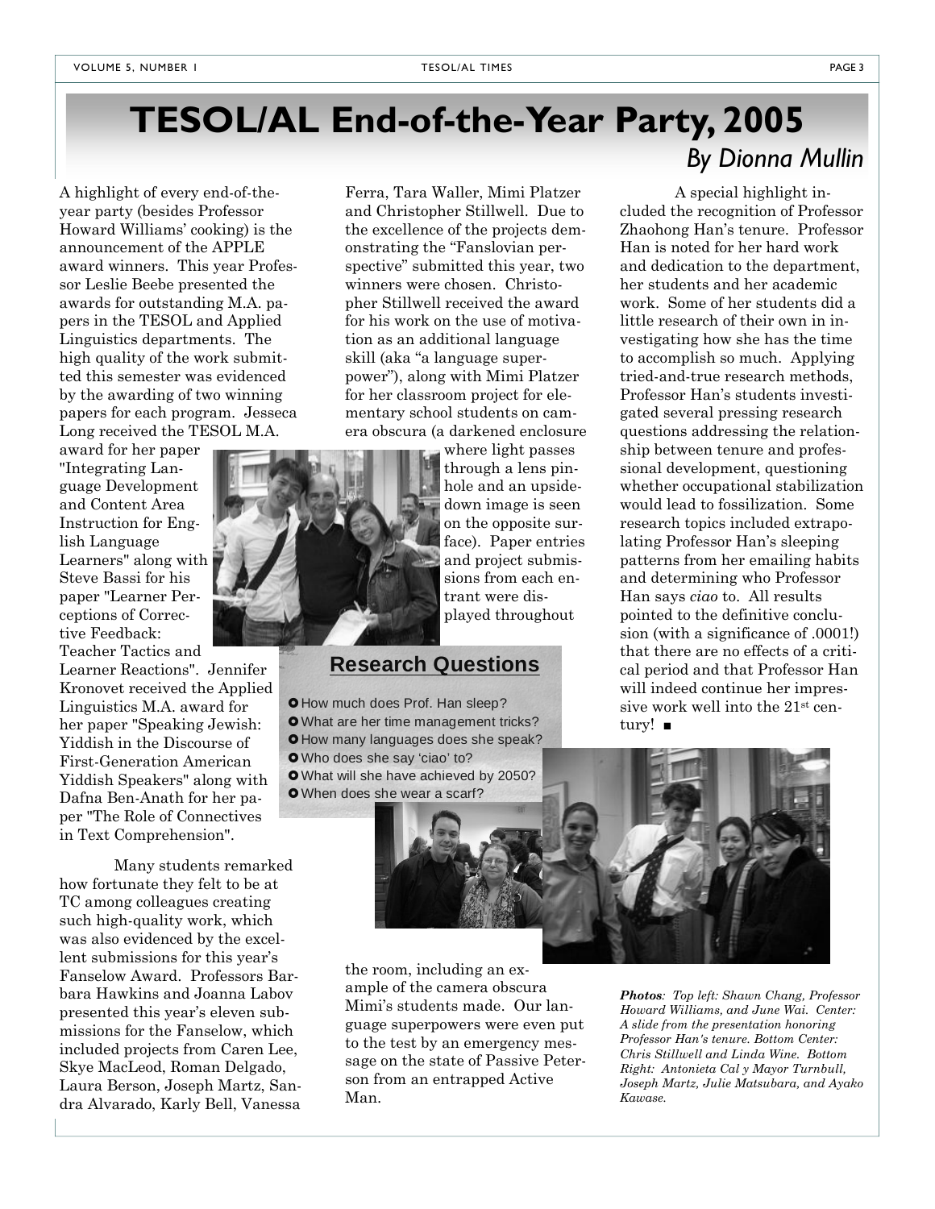# TESOL/AL End-of-the-Year Party, 2005

*By Dionna Mullin*

A highlight of every end-of-the-year party (besides Professor Howard Williams' cooking) is the announcement of the APPLE award winners. This year Professor Leslie Beebe presented the awards for outstanding M.A. papers in the TESOL and Applied Linguistics departments. The high quality of the work submitted this semester was evidenced by the awarding of two winning papers for each program. Jesseca Long received the TESOL M.A. award for her paper "Integrating Language Development and Content Area Instruction for English Language Learners" along with Steve Bassi for his paper "Learner Perceptions of Corrective Feedback: Teacher Tactics and Learner Reactions". Jennifer Kronovet received the Applied Linguistics M.A. award for her paper "Speaking Jewish: Yiddish in the Discourse of First-Generation American Yiddish Speakers" along with Dafna Ben-Anath for her paper "The Role of Connectives in Text Comprehension".

Many students remarked how fortunate they felt to be at TC among colleagues creating such high-quality work, which was also evidenced by the excellent submissions for this year's Fanselow Award. Professors Barbara Hawkins and Joanna Labov presented this year's eleven submissions for the Fanselow, which included projects from Caren Lee, Skye MacLeod, Roman Delgado, Laura Berson, Joseph Martz, Sandra Alvarado, Karly Bell, Vanessa Ferra, Tara Waller, Mimi Platzer and Christopher Stillwell. Due to the excellence of the projects demonstrating the "Fanslovian perspective" submitted this year, two winners were chosen. Christopher Stillwell received the award for his work on the use of motivation as an additional language skill (aka "a language superpower"), along with Mimi Platzer for her classroom project for elementary school students on camera obscura (a darkened enclosure where light passes through a lens pinhole and an upside-down image is seen on the opposite surface). Paper entries and project submissions from each entrant were displayed throughout the room, including an example of the camera obscura Mimi's students made. Our language superpowers were even put to the test by an emergency message on the state of Passive Peterson from an entrapped Active Man.

**Research Questions**

- How much does Prof. Han sleep?
- What are her time management tricks?
- How many languages does she speak?
- Who does she say 'ciao' to?
- What will she have achieved by 2050?
- When does she wear a scarf?

A special highlight included the recognition of Professor Zhaohong Han's tenure. Professor Han is noted for her hard work and dedication to the department, her students and her academic work. Some of her students did a little research of their own in investigating how she has the time to accomplish so much. Applying tried-and-true research methods, Professor Han's students investigated several pressing research questions addressing the relationship between tenure and professional development, questioning whether occupational stabilization would lead to fossilization. Some research topics included extrapolating Professor Han's sleeping patterns from her emailing habits and determining who Professor Han says *ciao* to. All results pointed to the definitive conclusion (with a significance of .0001!) that there are no effects of a critical period and that Professor Han will indeed continue her impressive work well into the 21st century! ■

***Photos**: Top left: Shawn Chang, Professor Howard Williams, and June Wai. Center: A slide from the presentation honoring Professor Han's tenure. Bottom Center: Chris Stillwell and Linda Wine. Bottom Right: Antonieta Cal y Mayor Turnbull, Joseph Martz, Julie Matsubara, and Ayako Kawase.*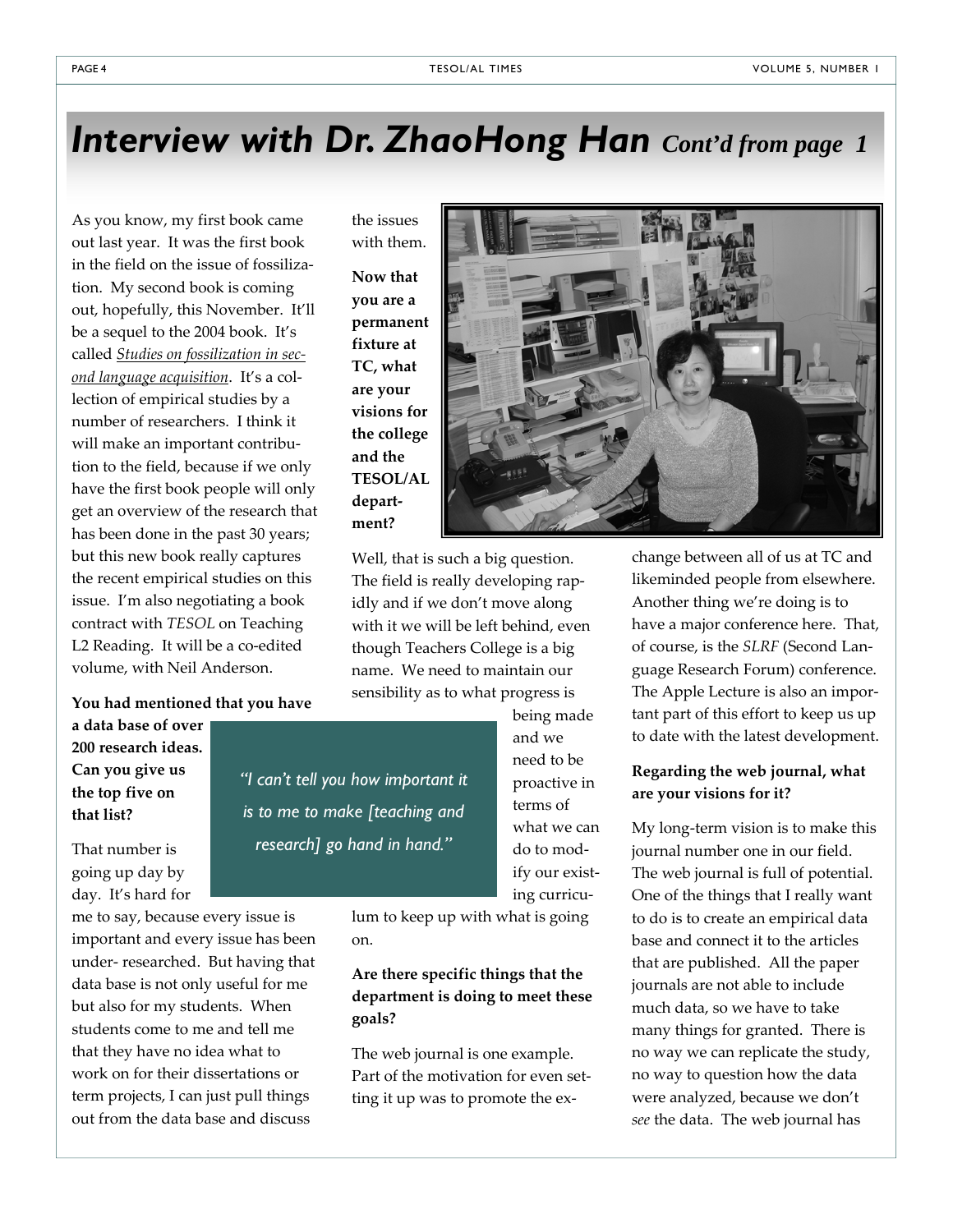# *Interview with Dr. ZhaoHong Han* *Cont'd from page 1*

As you know, my first book came out last year. It was the first book in the field on the issue of fossilization. My second book is coming out, hopefully, this November. It'll be a sequel to the 2004 book. It's called *Studies on fossilization in second language acquisition*. It's a collection of empirical studies by a number of researchers. I think it will make an important contribution to the field, because if we only have the first book people will only get an overview of the research that has been done in the past 30 years; but this new book really captures the recent empirical studies on this issue. I'm also negotiating a book contract with *TESOL* on Teaching L2 Reading. It will be a co-edited volume, with Neil Anderson.

**You had mentioned that you have a data base of over 200 research ideas. Can you give us the top five on that list?**

That number is going up day by day. It's hard for me to say, because every issue is important and every issue has been under- researched. But having that data base is not only useful for me but also for my students. When students come to me and tell me that they have no idea what to work on for their dissertations or term projects, I can just pull things out from the data base and discuss the issues with them.

**Now that you are a permanent fixture at TC, what are your visions for the college and the TESOL/AL department?**

Well, that is such a big question. The field is really developing rapidly and if we don't move along with it we will be left behind, even though Teachers College is a big name. We need to maintain our sensibility as to what progress is being made and we need to be proactive in terms of what we can do to modify our existing curriculum to keep up with what is going on.

> *"I can't tell you how important it is to me to make [teaching and research] go hand in hand."*

**Are there specific things that the department is doing to meet these goals?**

The web journal is one example. Part of the motivation for even setting it up was to promote the exchange between all of us at TC and likeminded people from elsewhere. Another thing we're doing is to have a major conference here. That, of course, is the *SLRF* (Second Language Research Forum) conference. The Apple Lecture is also an important part of this effort to keep us up to date with the latest development.

**Regarding the web journal, what are your visions for it?**

My long-term vision is to make this journal number one in our field. The web journal is full of potential. One of the things that I really want to do is to create an empirical data base and connect it to the articles that are published. All the paper journals are not able to include much data, so we have to take many things for granted. There is no way we can replicate the study, no way to question how the data were analyzed, because we don't *see* the data. The web journal has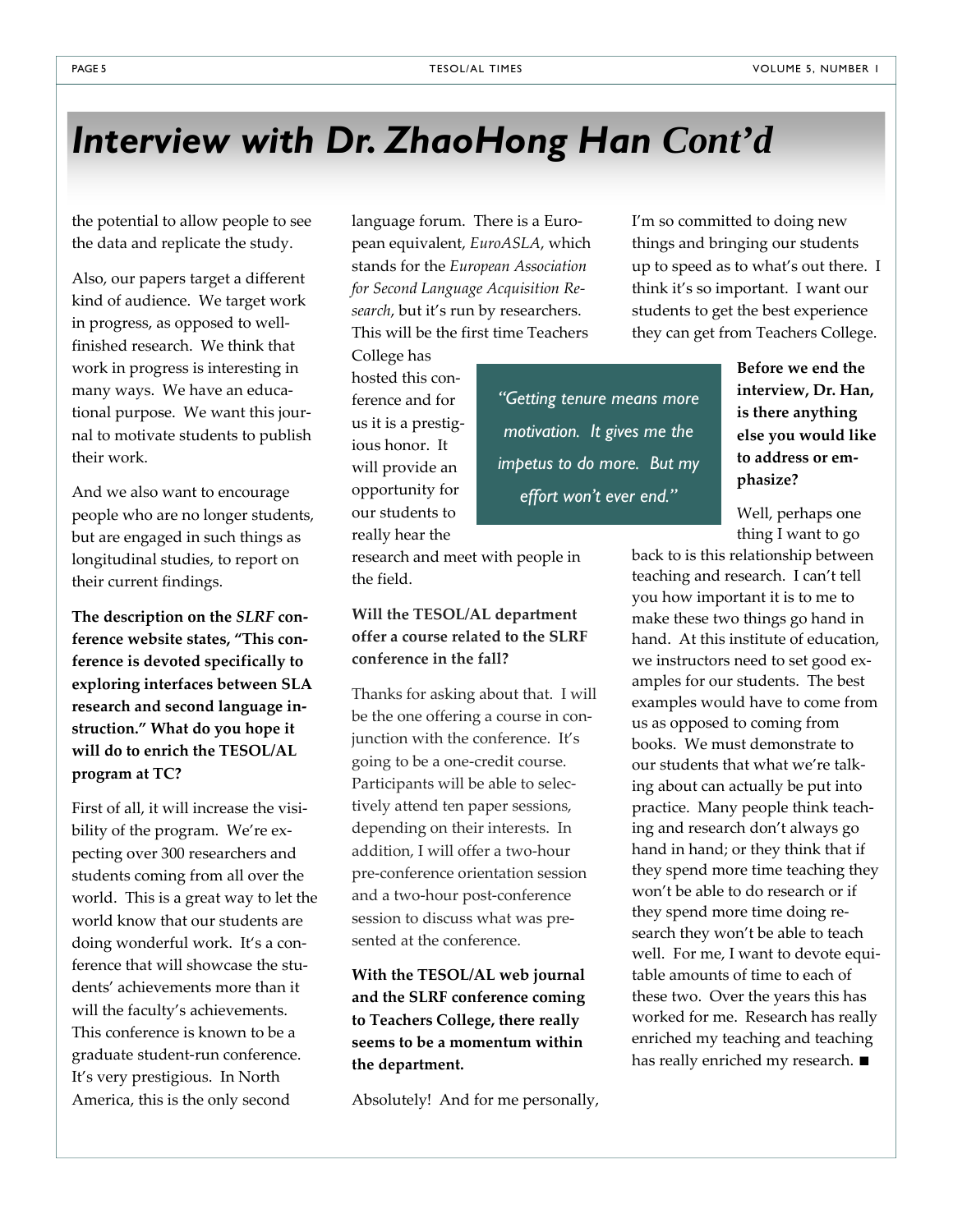# *Interview with Dr. ZhaoHong Han Cont'd*

the potential to allow people to see the data and replicate the study.

Also, our papers target a different kind of audience. We target work in progress, as opposed to well-finished research. We think that work in progress is interesting in many ways. We have an educational purpose. We want this journal to motivate students to publish their work.

And we also want to encourage people who are no longer students, but are engaged in such things as longitudinal studies, to report on their current findings.

**The description on the *SLRF* conference website states, "This conference is devoted specifically to exploring interfaces between SLA research and second language instruction." What do you hope it will do to enrich the TESOL/AL program at TC?**

First of all, it will increase the visibility of the program. We're expecting over 300 researchers and students coming from all over the world. This is a great way to let the world know that our students are doing wonderful work. It's a conference that will showcase the students' achievements more than it will the faculty's achievements. This conference is known to be a graduate student-run conference. It's very prestigious. In North America, this is the only second language forum. There is a European equivalent, *EuroASLA*, which stands for the *European Association for Second Language Acquisition Research*, but it's run by researchers. This will be the first time Teachers College has hosted this conference and for us it is a prestigious honor. It will provide an opportunity for our students to really hear the research and meet with people in the field.

> *"Getting tenure means more motivation. It gives me the impetus to do more. But my effort won't ever end."*

**Will the TESOL/AL department offer a course related to the SLRF conference in the fall?**

Thanks for asking about that. I will be the one offering a course in conjunction with the conference. It's going to be a one-credit course. Participants will be able to selectively attend ten paper sessions, depending on their interests. In addition, I will offer a two-hour pre-conference orientation session and a two-hour post-conference session to discuss what was presented at the conference.

**With the TESOL/AL web journal and the SLRF conference coming to Teachers College, there really seems to be a momentum within the department.**

Absolutely! And for me personally, I'm so committed to doing new things and bringing our students up to speed as to what's out there. I think it's so important. I want our students to get the best experience they can get from Teachers College.

**Before we end the interview, Dr. Han, is there anything else you would like to address or emphasize?**

Well, perhaps one thing I want to go back to is this relationship between teaching and research. I can't tell you how important it is to me to make these two things go hand in hand. At this institute of education, we instructors need to set good examples for our students. The best examples would have to come from us as opposed to coming from books. We must demonstrate to our students that what we're talking about can actually be put into practice. Many people think teaching and research don't always go hand in hand; or they think that if they spend more time teaching they won't be able to do research or if they spend more time doing research they won't be able to teach well. For me, I want to devote equitable amounts of time to each of these two. Over the years this has worked for me. Research has really enriched my teaching and teaching has really enriched my research. ■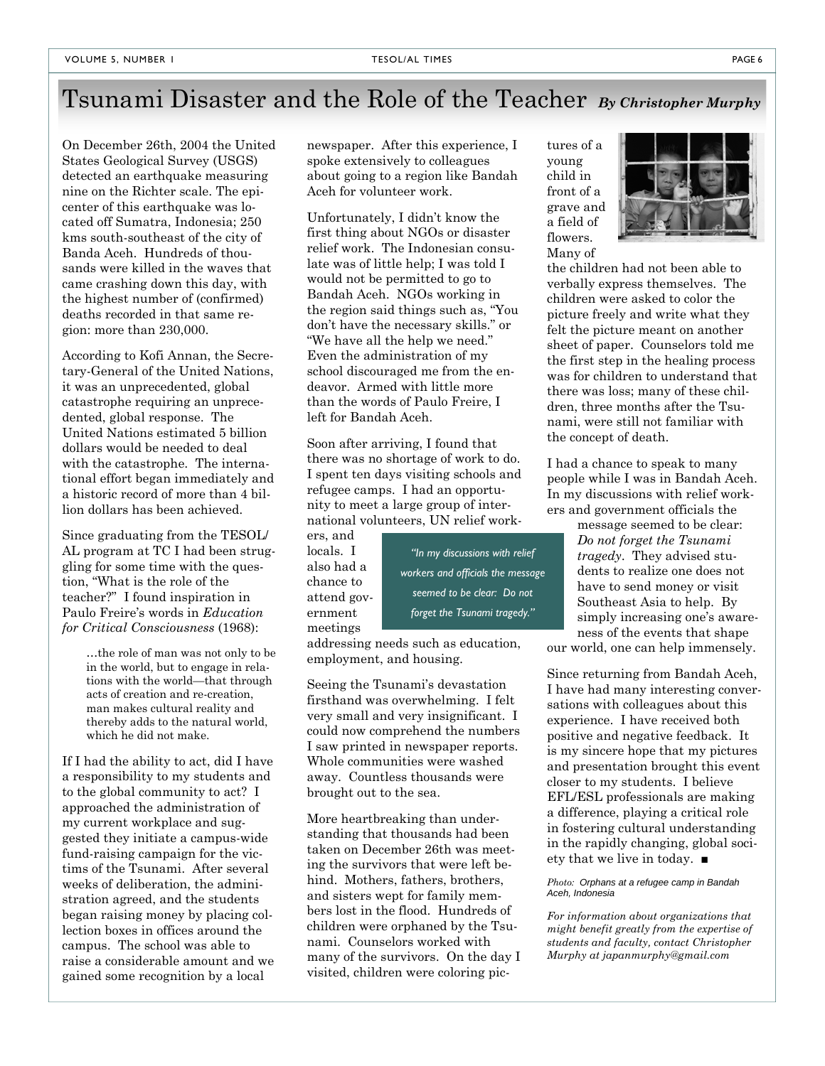# Tsunami Disaster and the Role of the Teacher *By Christopher Murphy*

On December 26th, 2004 the United States Geological Survey (USGS) detected an earthquake measuring nine on the Richter scale. The epicenter of this earthquake was located off Sumatra, Indonesia; 250 kms south-southeast of the city of Banda Aceh. Hundreds of thousands were killed in the waves that came crashing down this day, with the highest number of (confirmed) deaths recorded in that same region: more than 230,000.

According to Kofi Annan, the Secretary-General of the United Nations, it was an unprecedented, global catastrophe requiring an unprecedented, global response. The United Nations estimated 5 billion dollars would be needed to deal with the catastrophe. The international effort began immediately and a historic record of more than 4 billion dollars has been achieved.

Since graduating from the TESOL/AL program at TC I had been struggling for some time with the question, "What is the role of the teacher?" I found inspiration in Paulo Freire's words in *Education for Critical Consciousness* (1968):

> …the role of man was not only to be in the world, but to engage in relations with the world—that through acts of creation and re-creation, man makes cultural reality and thereby adds to the natural world, which he did not make.

If I had the ability to act, did I have a responsibility to my students and to the global community to act? I approached the administration of my current workplace and suggested they initiate a campus-wide fund-raising campaign for the victims of the Tsunami. After several weeks of deliberation, the administration agreed, and the students began raising money by placing collection boxes in offices around the campus. The school was able to raise a considerable amount and we gained some recognition by a local newspaper. After this experience, I spoke extensively to colleagues about going to a region like Bandah Aceh for volunteer work.

Unfortunately, I didn't know the first thing about NGOs or disaster relief work. The Indonesian consulate was of little help; I was told I would not be permitted to go to Bandah Aceh. NGOs working in the region said things such as, "You don't have the necessary skills." or "We have all the help we need." Even the administration of my school discouraged me from the endeavor. Armed with little more than the words of Paulo Freire, I left for Bandah Aceh.

Soon after arriving, I found that there was no shortage of work to do. I spent ten days visiting schools and refugee camps. I had an opportunity to meet a large group of international volunteers, UN relief workers, and locals. I also had a chance to attend government meetings addressing needs such as education, employment, and housing.

> *"In my discussions with relief workers and officials the message seemed to be clear: Do not forget the Tsunami tragedy."*

Seeing the Tsunami's devastation firsthand was overwhelming. I felt very small and very insignificant. I could now comprehend the numbers I saw printed in newspaper reports. Whole communities were washed away. Countless thousands were brought out to the sea.

More heartbreaking than understanding that thousands had been taken on December 26th was meeting the survivors that were left behind. Mothers, fathers, brothers, and sisters wept for family members lost in the flood. Hundreds of children were orphaned by the Tsunami. Counselors worked with many of the survivors. On the day I visited, children were coloring pictures of a young child in front of a grave and a field of flowers. Many of the children had not been able to verbally express themselves. The children were asked to color the picture freely and write what they felt the picture meant on another sheet of paper. Counselors told me the first step in the healing process was for children to understand that there was loss; many of these children, three months after the Tsunami, were still not familiar with the concept of death.

I had a chance to speak to many people while I was in Bandah Aceh. In my discussions with relief workers and government officials the message seemed to be clear: *Do not forget the Tsunami tragedy*. They advised students to realize one does not have to send money or visit Southeast Asia to help. By simply increasing one's awareness of the events that shape our world, one can help immensely.

Since returning from Bandah Aceh, I have had many interesting conversations with colleagues about this experience. I have received both positive and negative feedback. It is my sincere hope that my pictures and presentation brought this event closer to my students. I believe EFL/ESL professionals are making a difference, playing a critical role in fostering cultural understanding in the rapidly changing, global society that we live in today. ■

*Photo: Orphans at a refugee camp in Bandah Aceh, Indonesia*

*For information about organizations that might benefit greatly from the expertise of students and faculty, contact Christopher Murphy at japanmurphy@gmail.com*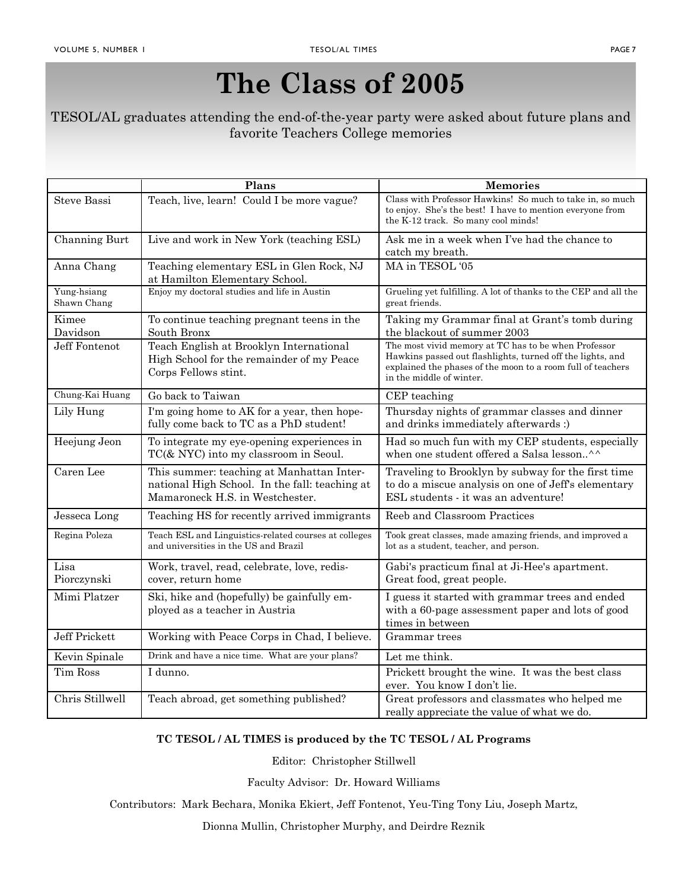# The Class of 2005

TESOL/AL graduates attending the end-of-the-year party were asked about future plans and favorite Teachers College memories

| | Plans | Memories |
|---|---|---|
| Steve Bassi | Teach, live, learn! Could I be more vague? | Class with Professor Hawkins! So much to take in, so much to enjoy. She's the best! I have to mention everyone from the K-12 track. So many cool minds! |
| Channing Burt | Live and work in New York (teaching ESL) | Ask me in a week when I've had the chance to catch my breath. |
| Anna Chang | Teaching elementary ESL in Glen Rock, NJ at Hamilton Elementary School. | MA in TESOL '05 |
| Yung-hsiang Shawn Chang | Enjoy my doctoral studies and life in Austin | Grueling yet fulfilling. A lot of thanks to the CEP and all the great friends. |
| Kimee Davidson | To continue teaching pregnant teens in the South Bronx | Taking my Grammar final at Grant's tomb during the blackout of summer 2003 |
| Jeff Fontenot | Teach English at Brooklyn International High School for the remainder of my Peace Corps Fellows stint. | The most vivid memory at TC has to be when Professor Hawkins passed out flashlights, turned off the lights, and explained the phases of the moon to a room full of teachers in the middle of winter. |
| Chung-Kai Huang | Go back to Taiwan | CEP teaching |
| Lily Hung | I'm going home to AK for a year, then hopefully come back to TC as a PhD student! | Thursday nights of grammar classes and dinner and drinks immediately afterwards :) |
| Heejung Jeon | To integrate my eye-opening experiences in TC(& NYC) into my classroom in Seoul. | Had so much fun with my CEP students, especially when one student offered a Salsa lesson..^^ |
| Caren Lee | This summer: teaching at Manhattan International High School. In the fall: teaching at Mamaroneck H.S. in Westchester. | Traveling to Brooklyn by subway for the first time to do a miscue analysis on one of Jeff's elementary ESL students - it was an adventure! |
| Jesseca Long | Teaching HS for recently arrived immigrants | Reeb and Classroom Practices |
| Regina Poleza | Teach ESL and Linguistics-related courses at colleges and universities in the US and Brazil | Took great classes, made amazing friends, and improved a lot as a student, teacher, and person. |
| Lisa Piorczynski | Work, travel, read, celebrate, love, rediscover, return home | Gabi's practicum final at Ji-Hee's apartment. Great food, great people. |
| Mimi Platzer | Ski, hike and (hopefully) be gainfully employed as a teacher in Austria | I guess it started with grammar trees and ended with a 60-page assessment paper and lots of good times in between |
| Jeff Prickett | Working with Peace Corps in Chad, I believe. | Grammar trees |
| Kevin Spinale | Drink and have a nice time. What are your plans? | Let me think. |
| Tim Ross | I dunno. | Prickett brought the wine. It was the best class ever. You know I don't lie. |
| Chris Stillwell | Teach abroad, get something published? | Great professors and classmates who helped me really appreciate the value of what we do. |

**TC TESOL / AL TIMES is produced by the TC TESOL / AL Programs**

Editor: Christopher Stillwell

Faculty Advisor: Dr. Howard Williams

Contributors: Mark Bechara, Monika Ekiert, Jeff Fontenot, Yeu-Ting Tony Liu, Joseph Martz, Dionna Mullin, Christopher Murphy, and Deirdre Reznik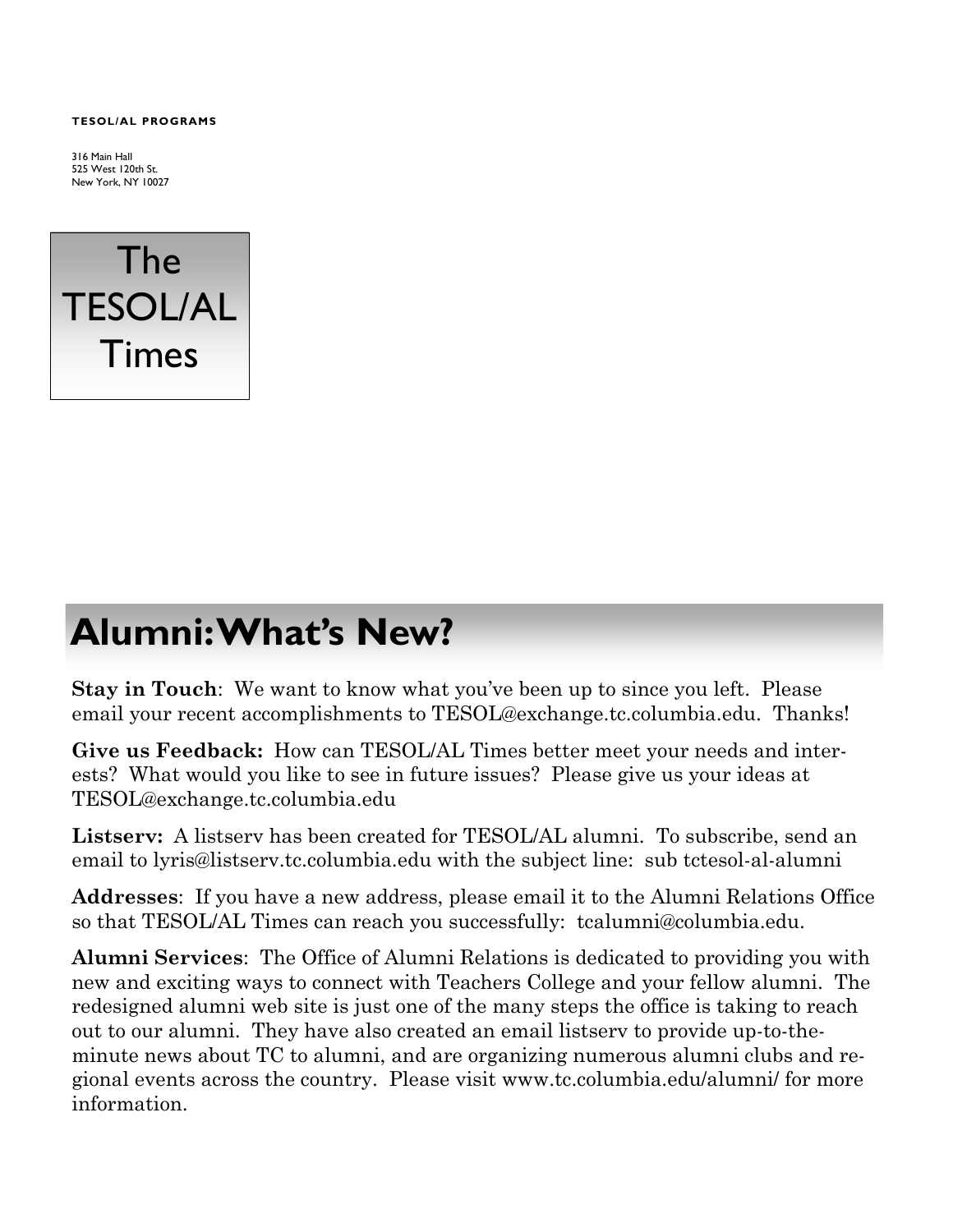**TESOL/AL PROGRAMS**

316 Main Hall
525 West 120th St.
New York, NY 10027

The TESOL/AL Times

## Alumni: What's New?

**Stay in Touch**: We want to know what you've been up to since you left. Please email your recent accomplishments to TESOL@exchange.tc.columbia.edu. Thanks!

**Give us Feedback:** How can TESOL/AL Times better meet your needs and interests? What would you like to see in future issues? Please give us your ideas at TESOL@exchange.tc.columbia.edu

**Listserv:** A listserv has been created for TESOL/AL alumni. To subscribe, send an email to lyris@listserv.tc.columbia.edu with the subject line: sub tctesol-al-alumni

**Addresses**: If you have a new address, please email it to the Alumni Relations Office so that TESOL/AL Times can reach you successfully: tcalumni@columbia.edu.

**Alumni Services**: The Office of Alumni Relations is dedicated to providing you with new and exciting ways to connect with Teachers College and your fellow alumni. The redesigned alumni web site is just one of the many steps the office is taking to reach out to our alumni. They have also created an email listserv to provide up-to-the-minute news about TC to alumni, and are organizing numerous alumni clubs and regional events across the country. Please visit www.tc.columbia.edu/alumni/ for more information.